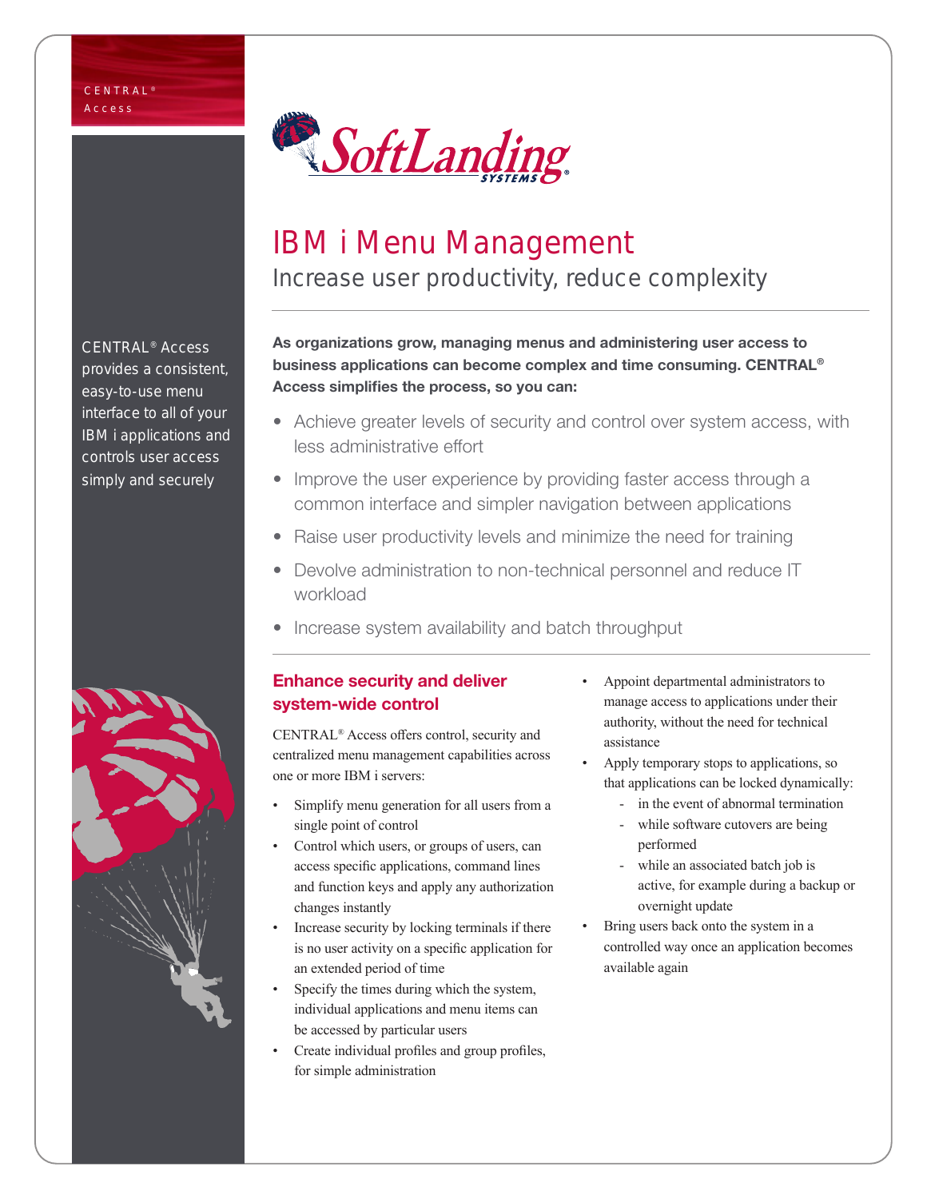CENTRAL® Access

# IBM i Menu Management

## Increase user productivity, reduce complexity

CENTRAL® Access provides a consistent, easy-to-use menu interface to all of your IBM i applications and controls user access simply and securely

**As organizations grow, managing menus and administering user access to business applications can become complex and time consuming. CENTRAL® Access simplifies the process, so you can:**

- Achieve greater levels of security and control over system access, with less administrative effort
- Improve the user experience by providing faster access through a common interface and simpler navigation between applications
- Raise user productivity levels and minimize the need for training
- Devolve administration to non-technical personnel and reduce IT workload
- Increase system availability and batch throughput

### Enhance security and deliver system-wide control

CENTRAL® Access offers control, security and centralized menu management capabilities across one or more IBM i servers:

- Simplify menu generation for all users from a single point of control
- Control which users, or groups of users, can access specific applications, command lines and function keys and apply any authorization changes instantly
- Increase security by locking terminals if there is no user activity on a specific application for an extended period of time
- Specify the times during which the system, individual applications and menu items can be accessed by particular users
- Create individual profiles and group profiles, for simple administration
- Appoint departmental administrators to manage access to applications under their authority, without the need for technical assistance
- Apply temporary stops to applications, so that applications can be locked dynamically:
  - in the event of abnormal termination
  - while software cutovers are being performed
  - while an associated batch job is active, for example during a backup or overnight update
- Bring users back onto the system in a controlled way once an application becomes available again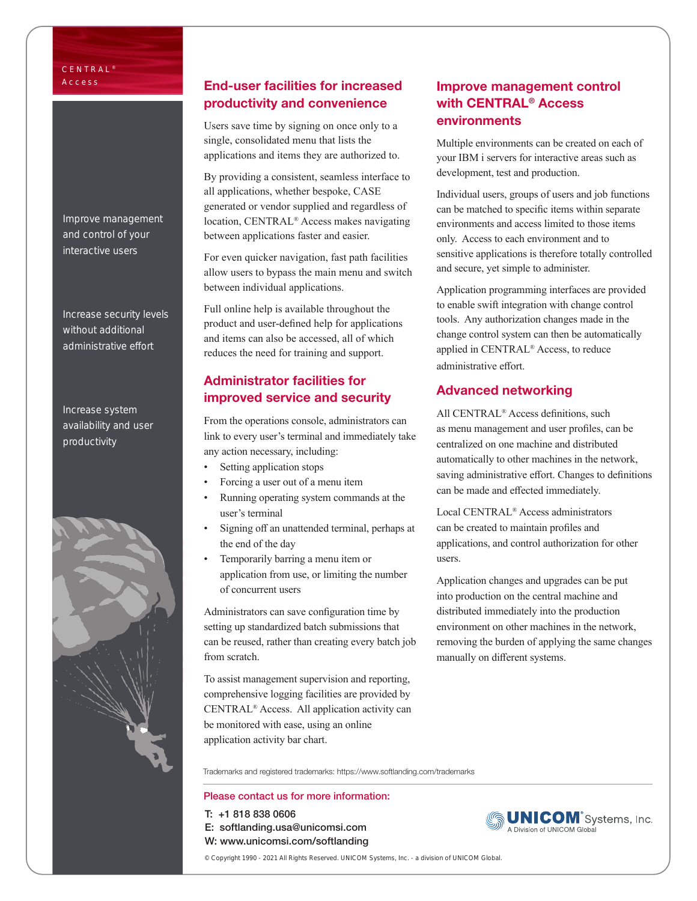CENTRAL®
Access

Improve management and control of your interactive users

Increase security levels without additional administrative effort

Increase system availability and user productivity

## End-user facilities for increased productivity and convenience

Users save time by signing on once only to a single, consolidated menu that lists the applications and items they are authorized to.

By providing a consistent, seamless interface to all applications, whether bespoke, CASE generated or vendor supplied and regardless of location, CENTRAL® Access makes navigating between applications faster and easier.

For even quicker navigation, fast path facilities allow users to bypass the main menu and switch between individual applications.

Full online help is available throughout the product and user-defined help for applications and items can also be accessed, all of which reduces the need for training and support.

## Administrator facilities for improved service and security

From the operations console, administrators can link to every user's terminal and immediately take any action necessary, including:

- Setting application stops
- Forcing a user out of a menu item
- Running operating system commands at the user's terminal
- Signing off an unattended terminal, perhaps at the end of the day
- Temporarily barring a menu item or application from use, or limiting the number of concurrent users

Administrators can save configuration time by setting up standardized batch submissions that can be reused, rather than creating every batch job from scratch.

To assist management supervision and reporting, comprehensive logging facilities are provided by CENTRAL® Access. All application activity can be monitored with ease, using an online application activity bar chart.

## Improve management control with CENTRAL® Access environments

Multiple environments can be created on each of your IBM i servers for interactive areas such as development, test and production.

Individual users, groups of users and job functions can be matched to specific items within separate environments and access limited to those items only. Access to each environment and to sensitive applications is therefore totally controlled and secure, yet simple to administer.

Application programming interfaces are provided to enable swift integration with change control tools. Any authorization changes made in the change control system can then be automatically applied in CENTRAL® Access, to reduce administrative effort.

## Advanced networking

All CENTRAL® Access definitions, such as menu management and user profiles, can be centralized on one machine and distributed automatically to other machines in the network, saving administrative effort. Changes to definitions can be made and effected immediately.

Local CENTRAL® Access administrators can be created to maintain profiles and applications, and control authorization for other users.

Application changes and upgrades can be put into production on the central machine and distributed immediately into the production environment on other machines in the network, removing the burden of applying the same changes manually on different systems.

Trademarks and registered trademarks: https://www.softlanding.com/trademarks

**Please contact us for more information:**

T: +1 818 838 0606
E: softlanding.usa@unicomsi.com
W: www.unicomsi.com/softlanding

UNICOM® Systems, Inc.
A Division of UNICOM Global

© Copyright 1990 - 2021 All Rights Reserved. UNICOM Systems, Inc. - a division of UNICOM Global.